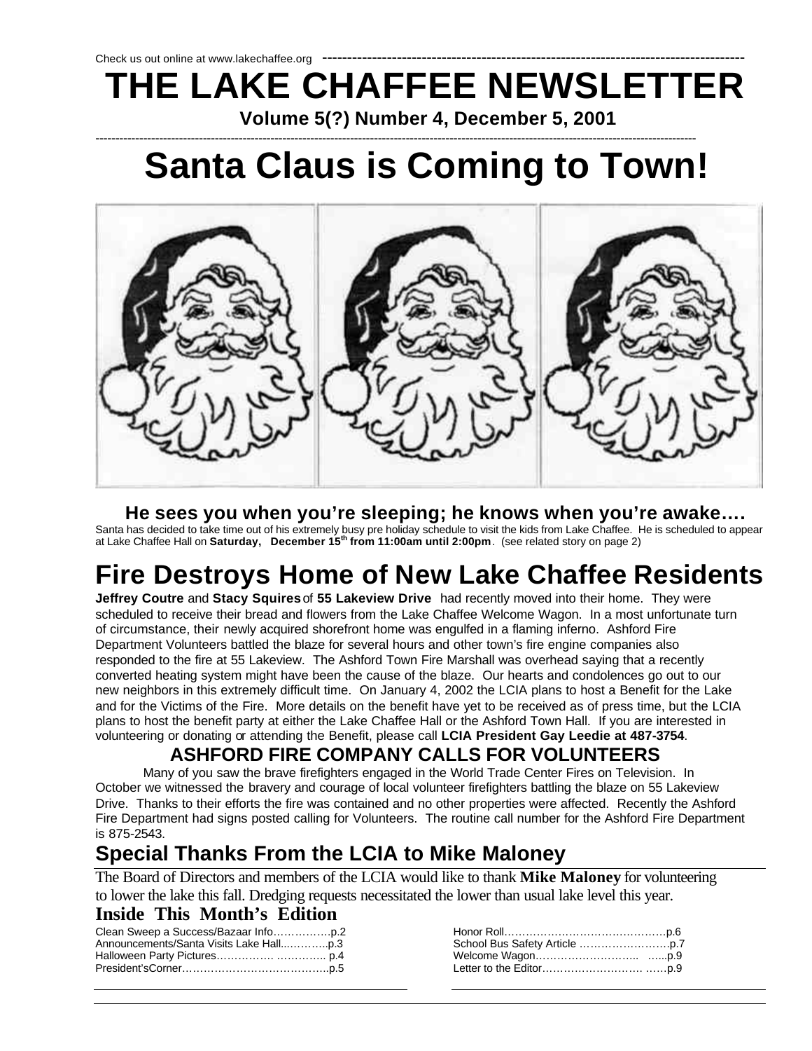Check us out online at www.lakechaffee.org

# THE LAKE CHAFFEE NEWSLETTER

**Volume 5(?) Number 4, December 5, 2001**

# Santa Claus is Coming to Town!

### He sees you when you're sleeping; he knows when you're awake….

Santa has decided to take time out of his extremely busy pre holiday schedule to visit the kids from Lake Chaffee. He is scheduled to appear at Lake Chaffee Hall on **Saturday, December 15th from 11:00am until 2:00pm**. (see related story on page 2)

## Fire Destroys Home of New Lake Chaffee Residents

**Jeffrey Coutre** and **Stacy Squires** of **55 Lakeview Drive** had recently moved into their home. They were scheduled to receive their bread and flowers from the Lake Chaffee Welcome Wagon. In a most unfortunate turn of circumstance, their newly acquired shorefront home was engulfed in a flaming inferno. Ashford Fire Department Volunteers battled the blaze for several hours and other town's fire engine companies also responded to the fire at 55 Lakeview. The Ashford Town Fire Marshall was overhead saying that a recently converted heating system might have been the cause of the blaze. Our hearts and condolences go out to our new neighbors in this extremely difficult time. On January 4, 2002 the LCIA plans to host a Benefit for the Lake and for the Victims of the Fire. More details on the benefit have yet to be received as of press time, but the LCIA plans to host the benefit party at either the Lake Chaffee Hall or the Ashford Town Hall. If you are interested in volunteering or donating or attending the Benefit, please call **LCIA President Gay Leedie at 487-3754**.

### ASHFORD FIRE COMPANY CALLS FOR VOLUNTEERS

Many of you saw the brave firefighters engaged in the World Trade Center Fires on Television. In October we witnessed the bravery and courage of local volunteer firefighters battling the blaze on 55 Lakeview Drive. Thanks to their efforts the fire was contained and no other properties were affected. Recently the Ashford Fire Department had signs posted calling for Volunteers. The routine call number for the Ashford Fire Department is 875-2543.

## Special Thanks From the LCIA to Mike Maloney

The Board of Directors and members of the LCIA would like to thank **Mike Maloney** for volunteering to lower the lake this fall. Dredging requests necessitated the lower than usual lake level this year.

### Inside This Month's Edition

Clean Sweep a Success/Bazaar Info…………….p.2
Announcements/Santa Visits Lake Hall...……….p.3
Halloween Party Pictures……………. ………….. p.4
President'sCorner…………………………………..p.5
Honor Roll……………………………………….p.6
School Bus Safety Article …………………….p.7
Welcome Wagon……………………….. …...p.9
Letter to the Editor………………………. ……p.9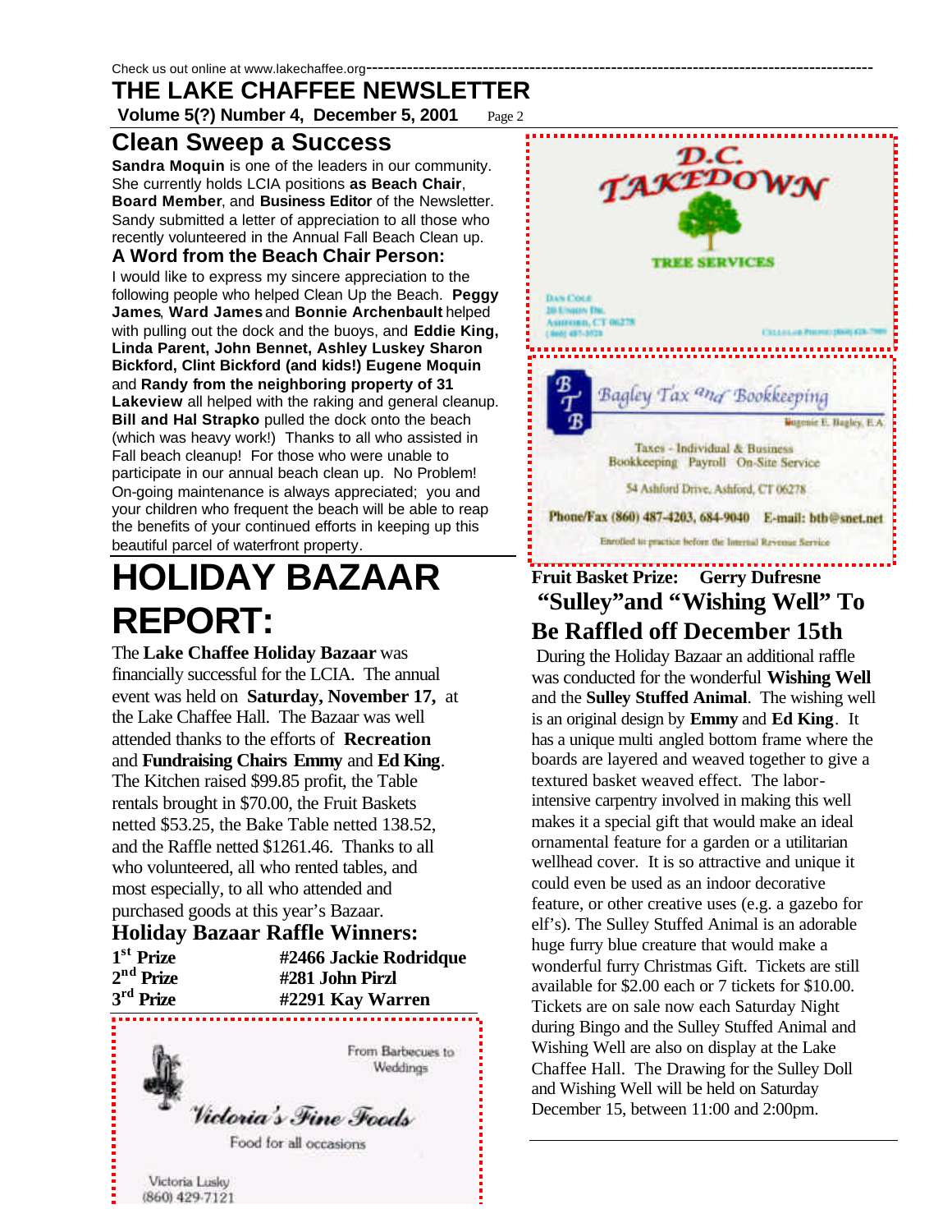# Clean Sweep a Success

**Sandra Moquin** is one of the leaders in our community. She currently holds LCIA positions **as Beach Chair**, **Board Member**, and **Business Editor** of the Newsletter. Sandy submitted a letter of appreciation to all those who recently volunteered in the Annual Fall Beach Clean up.

## A Word from the Beach Chair Person:

I would like to express my sincere appreciation to the following people who helped Clean Up the Beach. **Peggy James**, **Ward James** and **Bonnie Archenbault** helped with pulling out the dock and the buoys, and **Eddie King, Linda Parent, John Bennet, Ashley Luskey Sharon Bickford, Clint Bickford (and kids!) Eugene Moquin** and **Randy from the neighboring property of 31 Lakeview** all helped with the raking and general cleanup. **Bill and Hal Strapko** pulled the dock onto the beach (which was heavy work!) Thanks to all who assisted in Fall beach cleanup! For those who were unable to participate in our annual beach clean up. No Problem! On-going maintenance is always appreciated; you and your children who frequent the beach will be able to reap the benefits of your continued efforts in keeping up this beautiful parcel of waterfront property.

# HOLIDAY BAZAAR REPORT:

The **Lake Chaffee Holiday Bazaar** was financially successful for the LCIA. The annual event was held on **Saturday, November 17,** at the Lake Chaffee Hall. The Bazaar was well attended thanks to the efforts of **Recreation** and **Fundraising Chairs Emmy** and **Ed King**. The Kitchen raised $99.85 profit, the Table rentals brought in $70.00, the Fruit Baskets netted $53.25, the Bake Table netted 138.52, and the Raffle netted $1261.46. Thanks to all who volunteered, all who rented tables, and most especially, to all who attended and purchased goods at this year's Bazaar.

## Holiday Bazaar Raffle Winners:

| | |
|---|---|
| **1st Prize** | **#2466 Jackie Rodridque** |
| **2nd Prize** | **#281 John Pirzl** |
| **3rd Prize** | **#2291 Kay Warren** |

From Barbecues to Weddings

Victoria's Fine Foods

Food for all occasions

Victoria Lusky
(860) 429-7121

D.C. TAKEDOWN

TREE SERVICES

DAN COLE
20 UNION DR.
ASHFORD, CT 06278
(860) 487-3528

CELLULAR PHONE: (860) 428-7989

Bagley Tax and Bookkeeping

Eugenie E. Bagley, E.A.

Taxes - Individual & Business
Bookkeeping Payroll On-Site Service

54 Ashford Drive, Ashford, CT 06278

Phone/Fax (860) 487-4203, 684-9040 E-mail: btb@snet.net

Enrolled to practice before the Internal Revenue Service

**Fruit Basket Prize: Gerry Dufresne**

## "Sulley" and "Wishing Well" To Be Raffled off December 15th

During the Holiday Bazaar an additional raffle was conducted for the wonderful **Wishing Well** and the **Sulley Stuffed Animal**. The wishing well is an original design by **Emmy** and **Ed King**. It has a unique multi angled bottom frame where the boards are layered and weaved together to give a textured basket weaved effect. The labor-intensive carpentry involved in making this well makes it a special gift that would make an ideal ornamental feature for a garden or a utilitarian wellhead cover. It is so attractive and unique it could even be used as an indoor decorative feature, or other creative uses (e.g. a gazebo for elf's). The Sulley Stuffed Animal is an adorable huge furry blue creature that would make a wonderful furry Christmas Gift. Tickets are still available for $2.00 each or 7 tickets for $10.00. Tickets are on sale now each Saturday Night during Bingo and the Sulley Stuffed Animal and Wishing Well are also on display at the Lake Chaffee Hall. The Drawing for the Sulley Doll and Wishing Well will be held on Saturday December 15, between 11:00 and 2:00pm.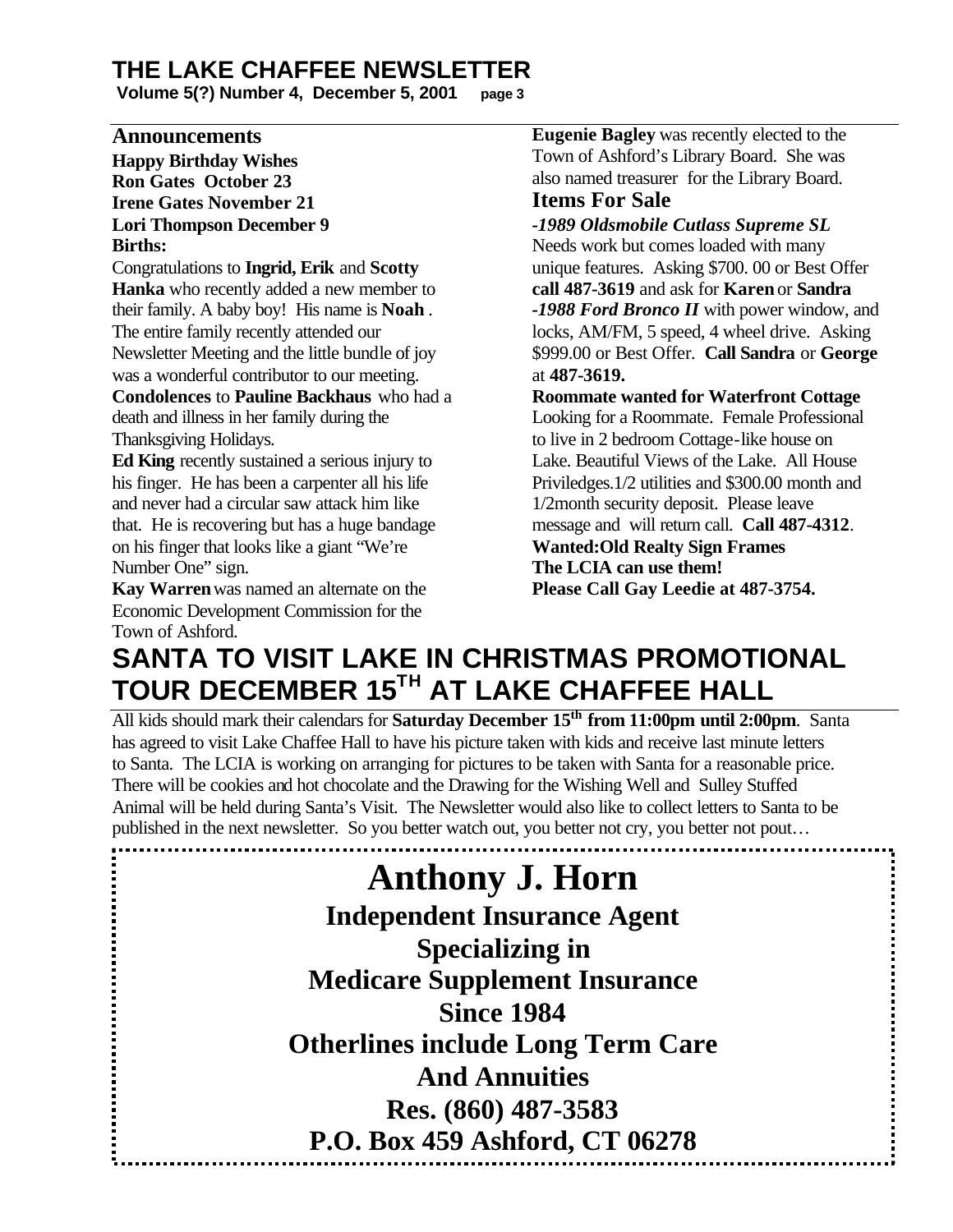## Announcements

**Happy Birthday Wishes**
**Ron Gates October 23**
**Irene Gates November 21**
**Lori Thompson December 9**

**Births:**

Congratulations to **Ingrid, Erik** and **Scotty Hanka** who recently added a new member to their family. A baby boy! His name is **Noah** . The entire family recently attended our Newsletter Meeting and the little bundle of joy was a wonderful contributor to our meeting.

**Condolences** to **Pauline Backhaus** who had a death and illness in her family during the Thanksgiving Holidays.

**Ed King** recently sustained a serious injury to his finger. He has been a carpenter all his life and never had a circular saw attack him like that. He is recovering but has a huge bandage on his finger that looks like a giant "We're Number One" sign.

**Kay Warren** was named an alternate on the Economic Development Commission for the Town of Ashford.

**Eugenie Bagley** was recently elected to the Town of Ashford's Library Board. She was also named treasurer for the Library Board.

## Items For Sale

***-1989 Oldsmobile Cutlass Supreme SL***
Needs work but comes loaded with many unique features. Asking $700. 00 or Best Offer **call 487-3619** and ask for **Karen** or **Sandra**

***-1988 Ford Bronco II*** with power window, and locks, AM/FM, 5 speed, 4 wheel drive. Asking $999.00 or Best Offer. **Call Sandra** or **George** at **487-3619.**

**Roommate wanted for Waterfront Cottage**
Looking for a Roommate. Female Professional to live in 2 bedroom Cottage-like house on Lake. Beautiful Views of the Lake. All House Priviledges.1/2 utilities and $300.00 month and 1/2month security deposit. Please leave message and will return call. **Call 487-4312**.

**Wanted:Old Realty Sign Frames**
**The LCIA can use them!**
**Please Call Gay Leedie at 487-3754.**

# SANTA TO VISIT LAKE IN CHRISTMAS PROMOTIONAL TOUR DECEMBER 15TH AT LAKE CHAFFEE HALL

All kids should mark their calendars for **Saturday December 15th from 11:00pm until 2:00pm**. Santa has agreed to visit Lake Chaffee Hall to have his picture taken with kids and receive last minute letters to Santa. The LCIA is working on arranging for pictures to be taken with Santa for a reasonable price. There will be cookies and hot chocolate and the Drawing for the Wishing Well and Sulley Stuffed Animal will be held during Santa's Visit. The Newsletter would also like to collect letters to Santa to be published in the next newsletter. So you better watch out, you better not cry, you better not pout…

---

# Anthony J. Horn

**Independent Insurance Agent**
**Specializing in**
**Medicare Supplement Insurance**
**Since 1984**
**Otherlines include Long Term Care**
**And Annuities**
**Res. (860) 487-3583**
**P.O. Box 459 Ashford, CT 06278**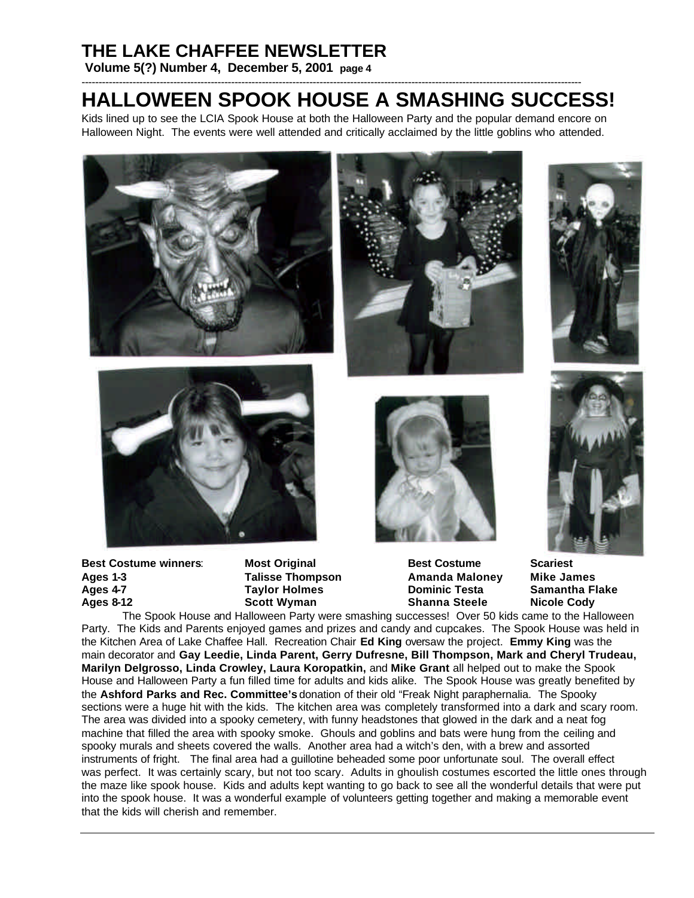# HALLOWEEN SPOOK HOUSE A SMASHING SUCCESS!

Kids lined up to see the LCIA Spook House at both the Halloween Party and the popular demand encore on Halloween Night. The events were well attended and critically acclaimed by the little goblins who attended.

| **Best Costume winners**: | **Most Original** | **Best Costume** | **Scariest** |
|---|---|---|---|
| **Ages 1-3** | **Talisse Thompson** | **Amanda Maloney** | **Mike James** |
| **Ages 4-7** | **Taylor Holmes** | **Dominic Testa** | **Samantha Flake** |
| **Ages 8-12** | **Scott Wyman** | **Shanna Steele** | **Nicole Cody** |

The Spook House and Halloween Party were smashing successes! Over 50 kids came to the Halloween Party. The Kids and Parents enjoyed games and prizes and candy and cupcakes. The Spook House was held in the Kitchen Area of Lake Chaffee Hall. Recreation Chair **Ed King** oversaw the project. **Emmy King** was the main decorator and **Gay Leedie, Linda Parent, Gerry Dufresne, Bill Thompson, Mark and Cheryl Trudeau, Marilyn Delgrosso, Linda Crowley, Laura Koropatkin,** and **Mike Grant** all helped out to make the Spook House and Halloween Party a fun filled time for adults and kids alike. The Spook House was greatly benefited by the **Ashford Parks and Rec. Committee's** donation of their old "Freak Night paraphernalia. The Spooky sections were a huge hit with the kids. The kitchen area was completely transformed into a dark and scary room. The area was divided into a spooky cemetery, with funny headstones that glowed in the dark and a neat fog machine that filled the area with spooky smoke. Ghouls and goblins and bats were hung from the ceiling and spooky murals and sheets covered the walls. Another area had a witch's den, with a brew and assorted instruments of fright. The final area had a guillotine beheaded some poor unfortunate soul. The overall effect was perfect. It was certainly scary, but not too scary. Adults in ghoulish costumes escorted the little ones through the maze like spook house. Kids and adults kept wanting to go back to see all the wonderful details that were put into the spook house. It was a wonderful example of volunteers getting together and making a memorable event that the kids will cherish and remember.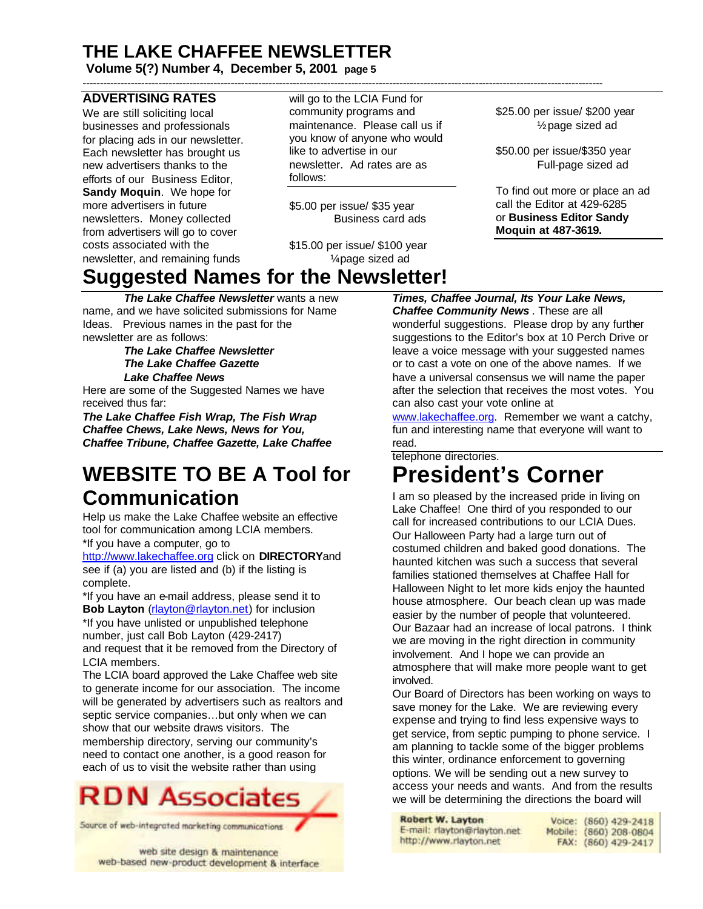# THE LAKE CHAFFEE NEWSLETTER

**Volume 5(?) Number 4, December 5, 2001 page 5**

## ADVERTISING RATES

We are still soliciting local businesses and professionals for placing ads in our newsletter. Each newsletter has brought us new advertisers thanks to the efforts of our Business Editor, **Sandy Moquin**. We hope for more advertisers in future newsletters. Money collected from advertisers will go to cover costs associated with the newsletter, and remaining funds will go to the LCIA Fund for community programs and maintenance. Please call us if you know of anyone who would like to advertise in our newsletter. Ad rates are as follows:

$5.00 per issue/ $35 year
Business card ads

$15.00 per issue/ $100 year
¼page sized ad

$25.00 per issue/ $200 year
½page sized ad

$50.00 per issue/$350 year
Full-page sized ad

To find out more or place an ad call the Editor at 429-6285 or **Business Editor Sandy Moquin at 487-3619.**

# Suggested Names for the Newsletter!

***The Lake Chaffee Newsletter*** wants a new name, and we have solicited submissions for Name Ideas. Previous names in the past for the newsletter are as follows:

***The Lake Chaffee Newsletter***
***The Lake Chaffee Gazette***
***Lake Chaffee News***

Here are some of the Suggested Names we have received thus far:

***The Lake Chaffee Fish Wrap, The Fish Wrap Chaffee Chews, Lake News, News for You, Chaffee Tribune, Chaffee Gazette, Lake Chaffee Times, Chaffee Journal, Its Your Lake News, Chaffee Community News*** . These are all wonderful suggestions. Please drop by any further suggestions to the Editor's box at 10 Perch Drive or leave a voice message with your suggested names or to cast a vote on one of the above names. If we have a universal consensus we will name the paper after the selection that receives the most votes. You can also cast your vote online at www.lakechaffee.org. Remember we want a catchy, fun and interesting name that everyone will want to read.

# WEBSITE TO BE A Tool for Communication

Help us make the Lake Chaffee website an effective tool for communication among LCIA members.

*If you have a computer, go to http://www.lakechaffee.org click on **DIRECTORY** and see if (a) you are listed and (b) if the listing is complete.

*If you have an e-mail address, please send it to **Bob Layton** (rlayton@rlayton.net) for inclusion

*If you have unlisted or unpublished telephone number, just call Bob Layton (429-2417) and request that it be removed from the Directory of LCIA members.

The LCIA board approved the Lake Chaffee web site to generate income for our association. The income will be generated by advertisers such as realtors and septic service companies…but only when we can show that our website draws visitors. The membership directory, serving our community's need to contact one another, is a good reason for each of us to visit the website rather than using telephone directories.

**RDN Associates**
Source of web-integrated marketing communications
web site design & maintenance
web-based new-product development & interface

**Robert W. Layton**
E-mail: rlayton@rlayton.net
http://www.rlayton.net
Voice: (860) 429-2418
Mobile: (860) 208-0804
FAX: (860) 429-2417

# President's Corner

I am so pleased by the increased pride in living on Lake Chaffee! One third of you responded to our call for increased contributions to our LCIA Dues. Our Halloween Party had a large turn out of costumed children and baked good donations. The haunted kitchen was such a success that several families stationed themselves at Chaffee Hall for Halloween Night to let more kids enjoy the haunted house atmosphere. Our beach clean up was made easier by the number of people that volunteered. Our Bazaar had an increase of local patrons. I think we are moving in the right direction in community involvement. And I hope we can provide an atmosphere that will make more people want to get involved.

Our Board of Directors has been working on ways to save money for the Lake. We are reviewing every expense and trying to find less expensive ways to get service, from septic pumping to phone service. I am planning to tackle some of the bigger problems this winter, ordinance enforcement to governing options. We will be sending out a new survey to access your needs and wants. And from the results we will be determining the directions the board will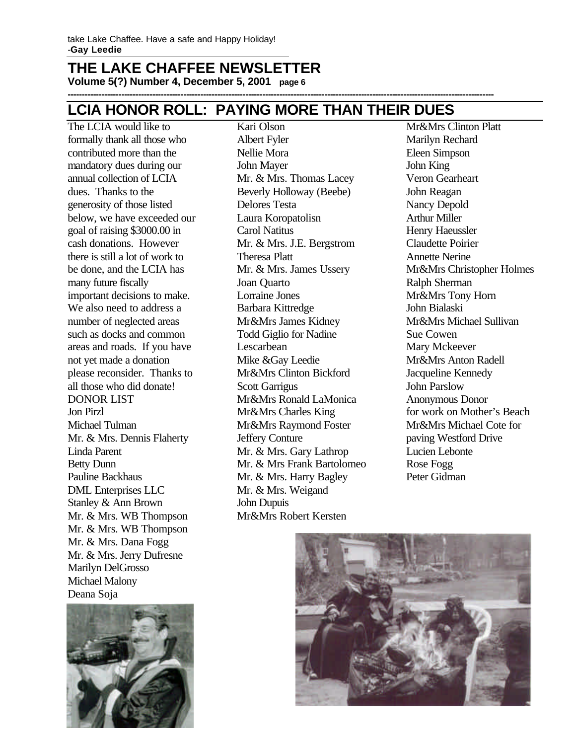take Lake Chaffee. Have a safe and Happy Holiday!
-**Gay Leedie**

# THE LAKE CHAFFEE NEWSLETTER

**Volume 5(?) Number 4, December 5, 2001 page 6**

## LCIA HONOR ROLL: PAYING MORE THAN THEIR DUES

The LCIA would like to formally thank all those who contributed more than the mandatory dues during our annual collection of LCIA dues. Thanks to the generosity of those listed below, we have exceeded our goal of raising $3000.00 in cash donations. However there is still a lot of work to be done, and the LCIA has many future fiscally important decisions to make. We also need to address a number of neglected areas such as docks and common areas and roads. If you have not yet made a donation please reconsider. Thanks to all those who did donate!

DONOR LIST

Jon Pirzl
Michael Tulman
Mr. & Mrs. Dennis Flaherty
Linda Parent
Betty Dunn
Pauline Backhaus
DML Enterprises LLC
Stanley & Ann Brown
Mr. & Mrs. WB Thompson
Mr. & Mrs. WB Thompson
Mr. & Mrs. Dana Fogg
Mr. & Mrs. Jerry Dufresne
Marilyn DelGrosso
Michael Malony
Deana Soja
Kari Olson
Albert Fyler
Nellie Mora
John Mayer
Mr. & Mrs. Thomas Lacey
Beverly Holloway (Beebe)
Delores Testa
Laura Koropatolisn
Carol Natitus
Mr. & Mrs. J.E. Bergstrom
Theresa Platt
Mr. & Mrs. James Ussery
Joan Quarto
Lorraine Jones
Barbara Kittredge
Mr&Mrs James Kidney
Todd Giglio for Nadine Lescarbean
Mike &Gay Leedie
Mr&Mrs Clinton Bickford
Scott Garrigus
Mr&Mrs Ronald LaMonica
Mr&Mrs Charles King
Mr&Mrs Raymond Foster
Jeffery Conture
Mr. & Mrs. Gary Lathrop
Mr. & Mrs Frank Bartolomeo
Mr. & Mrs. Harry Bagley
Mr. & Mrs. Weigand
John Dupuis
Mr&Mrs Robert Kersten
Mr&Mrs Clinton Platt
Marilyn Rechard
Eleen Simpson
John King
Veron Gearheart
John Reagan
Nancy Depold
Arthur Miller
Henry Haeussler
Claudette Poirier
Annette Nerine
Mr&Mrs Christopher Holmes
Ralph Sherman
Mr&Mrs Tony Horn
John Bialaski
Mr&Mrs Michael Sullivan
Sue Cowen
Mary Mckeever
Mr&Mrs Anton Radell
Jacqueline Kennedy
John Parslow
Anonymous Donor for work on Mother's Beach
Mr&Mrs Michael Cote for paving Westford Drive
Lucien Lebonte
Rose Fogg
Peter Gidman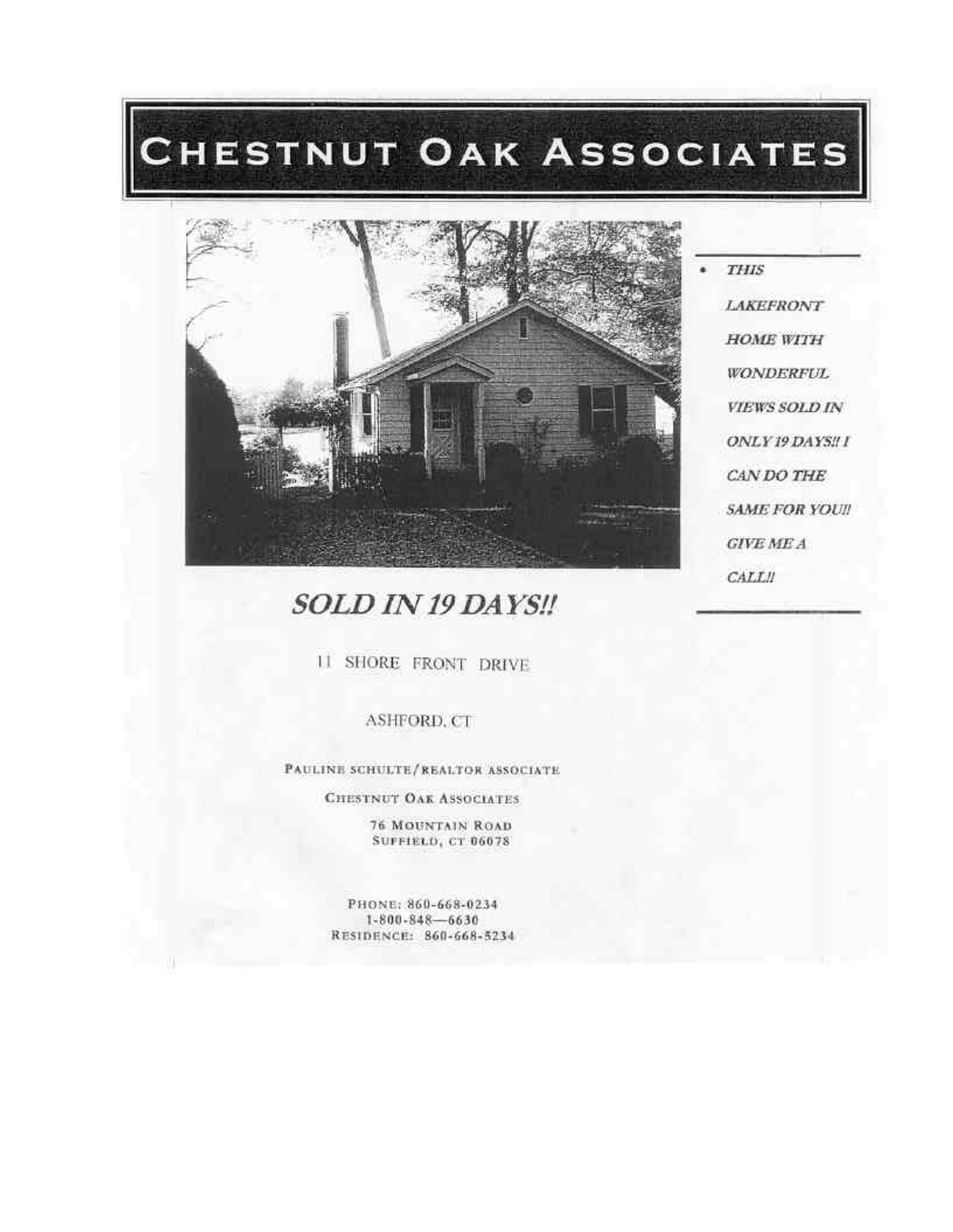# CHESTNUT OAK ASSOCIATES

- *THIS LAKEFRONT HOME WITH WONDERFUL VIEWS SOLD IN ONLY 19 DAYS!! I CAN DO THE SAME FOR YOU!! GIVE ME A CALL!!*

## *SOLD IN 19 DAYS!!*

11 SHORE FRONT DRIVE

ASHFORD, CT

PAULINE SCHULTE/REALTOR ASSOCIATE

CHESTNUT OAK ASSOCIATES

76 MOUNTAIN ROAD
SUFFIELD, CT 06078

PHONE: 860-668-0234
1-800-848—6630
RESIDENCE: 860-668-5234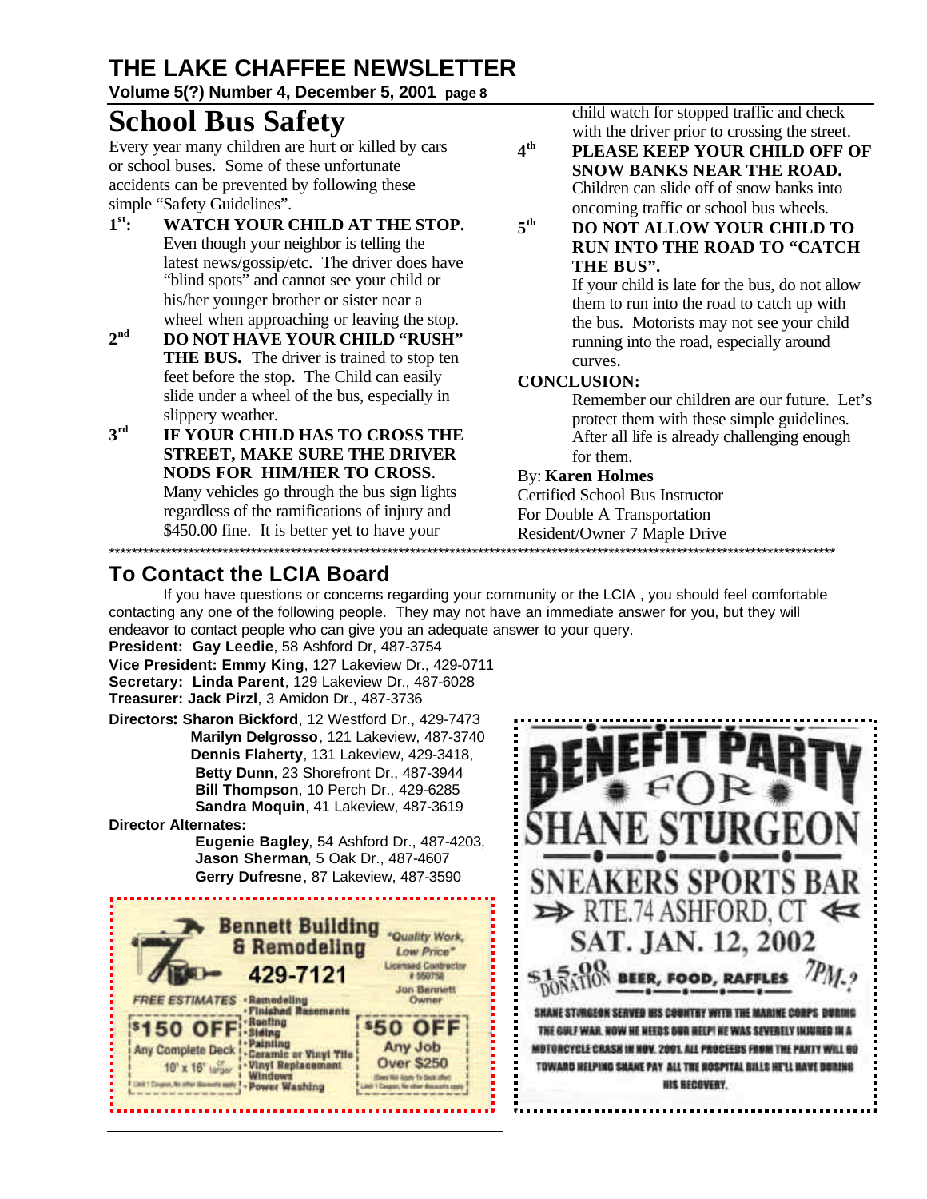# School Bus Safety

Every year many children are hurt or killed by cars or school buses. Some of these unfortunate accidents can be prevented by following these simple "Safety Guidelines".

**1st: WATCH YOUR CHILD AT THE STOP.** Even though your neighbor is telling the latest news/gossip/etc. The driver does have "blind spots" and cannot see your child or his/her younger brother or sister near a wheel when approaching or leaving the stop.

**2nd DO NOT HAVE YOUR CHILD "RUSH" THE BUS.** The driver is trained to stop ten feet before the stop. The Child can easily slide under a wheel of the bus, especially in slippery weather.

**3rd IF YOUR CHILD HAS TO CROSS THE STREET, MAKE SURE THE DRIVER NODS FOR HIM/HER TO CROSS.** Many vehicles go through the bus sign lights regardless of the ramifications of injury and $450.00 fine. It is better yet to have your child watch for stopped traffic and check with the driver prior to crossing the street.

**4th PLEASE KEEP YOUR CHILD OFF OF SNOW BANKS NEAR THE ROAD.** Children can slide off of snow banks into oncoming traffic or school bus wheels.

**5th DO NOT ALLOW YOUR CHILD TO RUN INTO THE ROAD TO "CATCH THE BUS".** If your child is late for the bus, do not allow them to run into the road to catch up with the bus. Motorists may not see your child running into the road, especially around curves.

**CONCLUSION:**

Remember our children are our future. Let's protect them with these simple guidelines. After all life is already challenging enough for them.

By: **Karen Holmes**
Certified School Bus Instructor
For Double A Transportation
Resident/Owner 7 Maple Drive

****************************************************************************************************************************

## To Contact the LCIA Board

If you have questions or concerns regarding your community or the LCIA , you should feel comfortable contacting any one of the following people. They may not have an immediate answer for you, but they will endeavor to contact people who can give you an adequate answer to your query.

**President: Gay Leedie**, 58 Ashford Dr, 487-3754
**Vice President: Emmy King**, 127 Lakeview Dr., 429-0711
**Secretary: Linda Parent**, 129 Lakeview Dr., 487-6028
**Treasurer: Jack Pirzl**, 3 Amidon Dr., 487-3736

**Directors: Sharon Bickford**, 12 Westford Dr., 429-7473
**Marilyn Delgrosso**, 121 Lakeview, 487-3740
**Dennis Flaherty**, 131 Lakeview, 429-3418,
**Betty Dunn**, 23 Shorefront Dr., 487-3944
**Bill Thompson**, 10 Perch Dr., 429-6285
**Sandra Moquin**, 41 Lakeview, 487-3619

**Director Alternates:**
**Eugenie Bagley**, 54 Ashford Dr., 487-4203,
**Jason Sherman**, 5 Oak Dr., 487-4607
**Gerry Dufresne**, 87 Lakeview, 487-3590

---

**Bennett Building & Remodeling** 429-7121
"Quality Work, Low Price"
Licensed Contractor # 550758
Jon Bennett Owner
FREE ESTIMATES
- Remodeling
- Finished Basements
- Roofing
- Siding
- Painting
- Ceramic or Vinyl Tile
- Vinyl Replacement Windows
- Power Washing

$150 OFF Any Complete Deck 10' x 16' or larger (Limit 1 Coupon, No other discounts apply)

$50 OFF Any Job Over $250 (Does Not Apply To Deck offer) (Limit 1 Coupon, No other discounts apply)

---

**BENEFIT PARTY FOR SHANE STURGEON**

**SNEAKERS SPORTS BAR**
RTE.74 ASHFORD, CT
**SAT. JAN. 12, 2002**
$15.00 DONATION BEER, FOOD, RAFFLES 7PM-?

SHANE STURGEON SERVED HIS COUNTRY WITH THE MARINE CORPS DURING THE GULF WAR. NOW HE NEEDS OUR HELP! HE WAS SEVERELY INJURED IN A MOTORCYCLE CRASH IN NOV. 2001. ALL PROCEEDS FROM THE PARTY WILL GO TOWARD HELPING SHANE PAY ALL THE HOSPITAL BILLS HE'LL HAVE DURING HIS RECOVERY.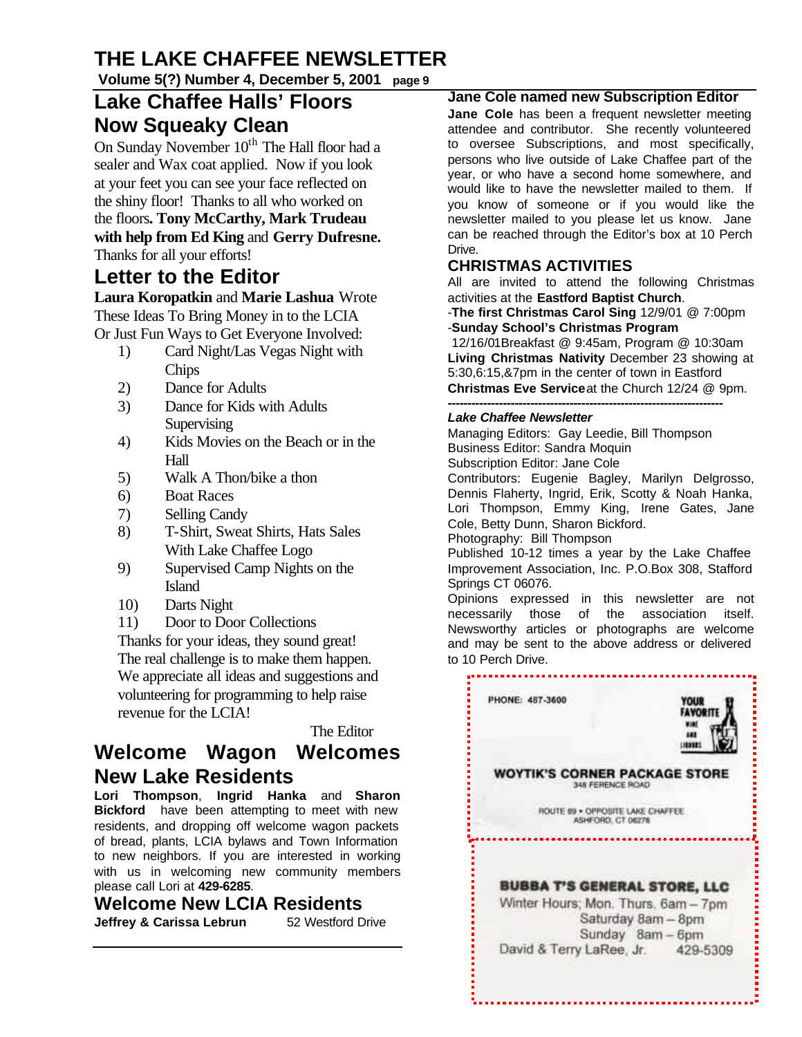# THE LAKE CHAFFEE NEWSLETTER

## Lake Chaffee Halls' Floors Now Squeaky Clean

On Sunday November 10th The Hall floor had a sealer and Wax coat applied. Now if you look at your feet you can see your face reflected on the shiny floor! Thanks to all who worked on the floors**. Tony McCarthy, Mark Trudeau with help from Ed King** and **Gerry Dufresne.** Thanks for all your efforts!

## Letter to the Editor

**Laura Koropatkin** and **Marie Lashua** Wrote These Ideas To Bring Money in to the LCIA Or Just Fun Ways to Get Everyone Involved:

1) Card Night/Las Vegas Night with Chips
2) Dance for Adults
3) Dance for Kids with Adults Supervising
4) Kids Movies on the Beach or in the Hall
5) Walk A Thon/bike a thon
6) Boat Races
7) Selling Candy
8) T-Shirt, Sweat Shirts, Hats Sales With Lake Chaffee Logo
9) Supervised Camp Nights on the Island
10) Darts Night
11) Door to Door Collections

Thanks for your ideas, they sound great! The real challenge is to make them happen. We appreciate all ideas and suggestions and volunteering for programming to help raise revenue for the LCIA!

The Editor

## Welcome Wagon Welcomes New Lake Residents

**Lori Thompson**, **Ingrid Hanka** and **Sharon Bickford** have been attempting to meet with new residents, and dropping off welcome wagon packets of bread, plants, LCIA bylaws and Town Information to new neighbors. If you are interested in working with us in welcoming new community members please call Lori at **429-6285**.

## Welcome New LCIA Residents

**Jeffrey & Carissa Lebrun** 52 Westford Drive

### Jane Cole named new Subscription Editor

**Jane Cole** has been a frequent newsletter meeting attendee and contributor. She recently volunteered to oversee Subscriptions, and most specifically, persons who live outside of Lake Chaffee part of the year, or who have a second home somewhere, and would like to have the newsletter mailed to them. If you know of someone or if you would like the newsletter mailed to you please let us know. Jane can be reached through the Editor's box at 10 Perch Drive.

## CHRISTMAS ACTIVITIES

All are invited to attend the following Christmas activities at the **Eastford Baptist Church**.

-**The first Christmas Carol Sing** 12/9/01 @ 7:00pm
-**Sunday School's Christmas Program** 12/16/01Breakfast @ 9:45am, Program @ 10:30am
**Living Christmas Nativity** December 23 showing at 5:30,6:15,&7pm in the center of town in Eastford
**Christmas Eve Service** at the Church 12/24 @ 9pm.

---

***Lake Chaffee Newsletter***

Managing Editors: Gay Leedie, Bill Thompson
Business Editor: Sandra Moquin
Subscription Editor: Jane Cole
Contributors: Eugenie Bagley, Marilyn Delgrosso, Dennis Flaherty, Ingrid, Erik, Scotty & Noah Hanka, Lori Thompson, Emmy King, Irene Gates, Jane Cole, Betty Dunn, Sharon Bickford.
Photography: Bill Thompson
Published 10-12 times a year by the Lake Chaffee Improvement Association, Inc. P.O.Box 308, Stafford Springs CT 06076.
Opinions expressed in this newsletter are not necessarily those of the association itself. Newsworthy articles or photographs are welcome and may be sent to the above address or delivered to 10 Perch Drive.

---

PHONE: 487-3600

YOUR FAVORITE WINE AND LIQUORS

**WOYTIK'S CORNER PACKAGE STORE**
348 FERENCE ROAD
ROUTE 89 • OPPOSITE LAKE CHAFFEE
ASHFORD, CT 06278

---

**BUBBA T'S GENERAL STORE, LLC**
Winter Hours; Mon. Thurs. 6am – 7pm
Saturday 8am – 8pm
Sunday 8am – 6pm
David & Terry LaRee, Jr. 429-5309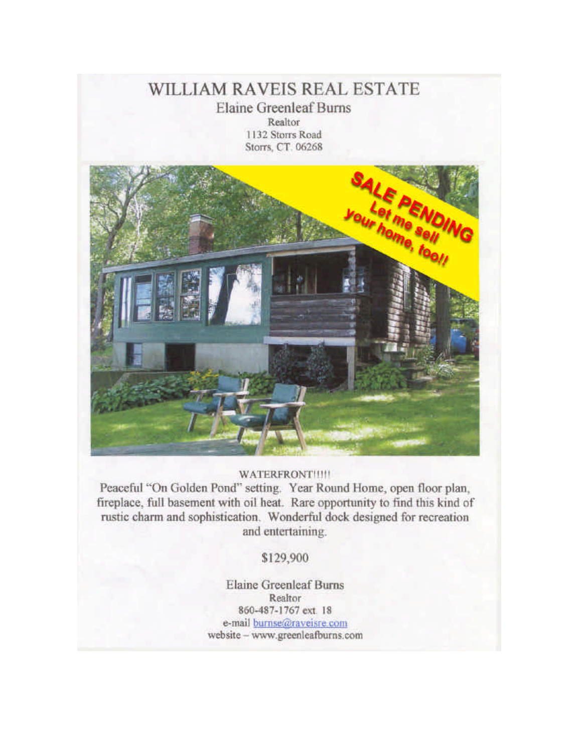# WILLIAM RAVEIS REAL ESTATE

Elaine Greenleaf Burns
Realtor
1132 Storrs Road
Storrs, CT. 06268

WATERFRONT!!!!!

Peaceful "On Golden Pond" setting. Year Round Home, open floor plan, fireplace, full basement with oil heat. Rare opportunity to find this kind of rustic charm and sophistication. Wonderful dock designed for recreation and entertaining.

$129,900

Elaine Greenleaf Burns
Realtor
860-487-1767 ext. 18
e-mail burnse@raveisre.com
website – www.greenleafburns.com